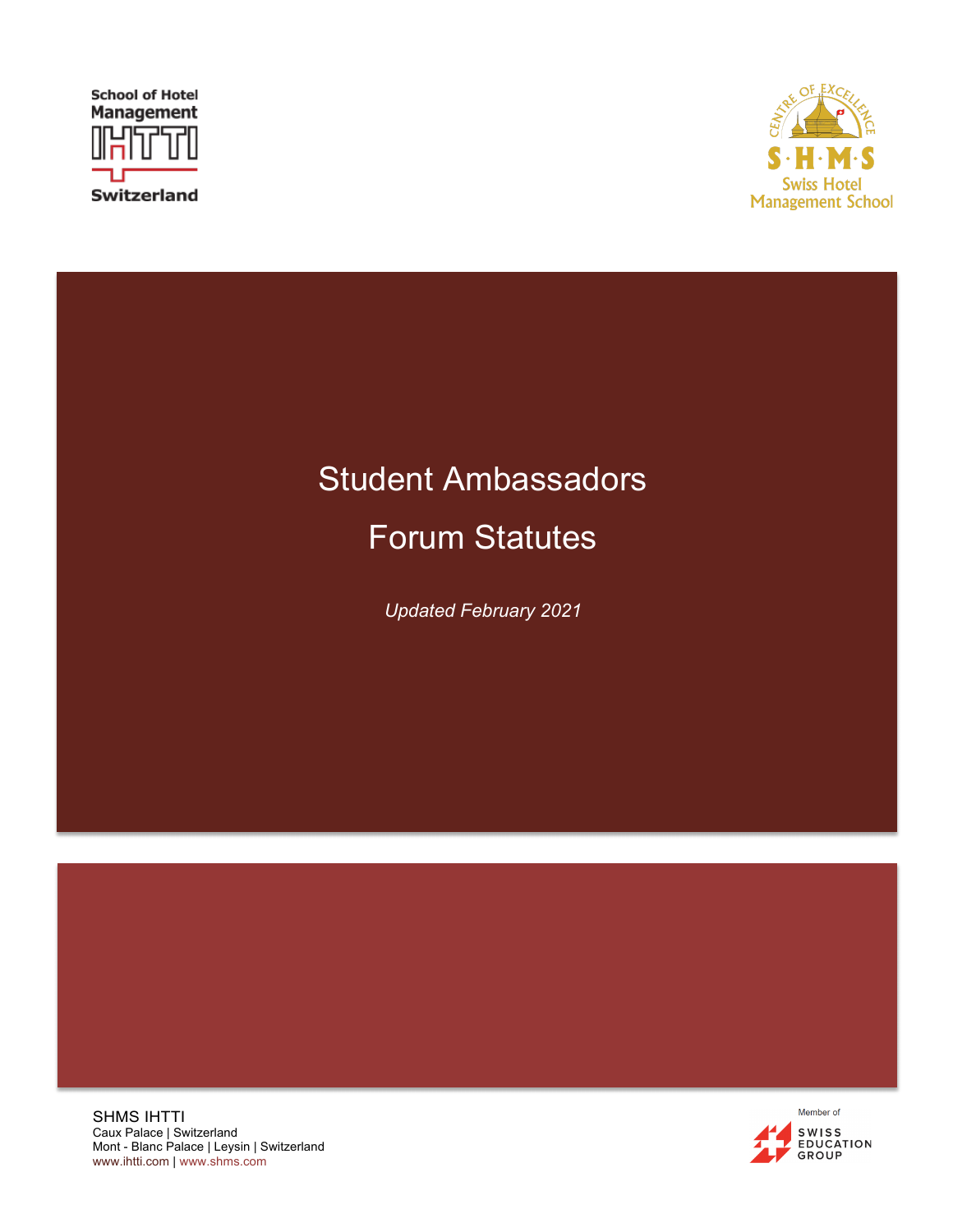School of Hotel Management IHTTI Switzerland

S·H·M·S Swiss Hotel Management School — Centre of Excellence

# Student Ambassadors

# Forum Statutes

*Updated February 2021*

SHMS IHTTI
Caux Palace | Switzerland
Mont - Blanc Palace | Leysin | Switzerland
www.ihtti.com | www.shms.com

Member of Swiss Education Group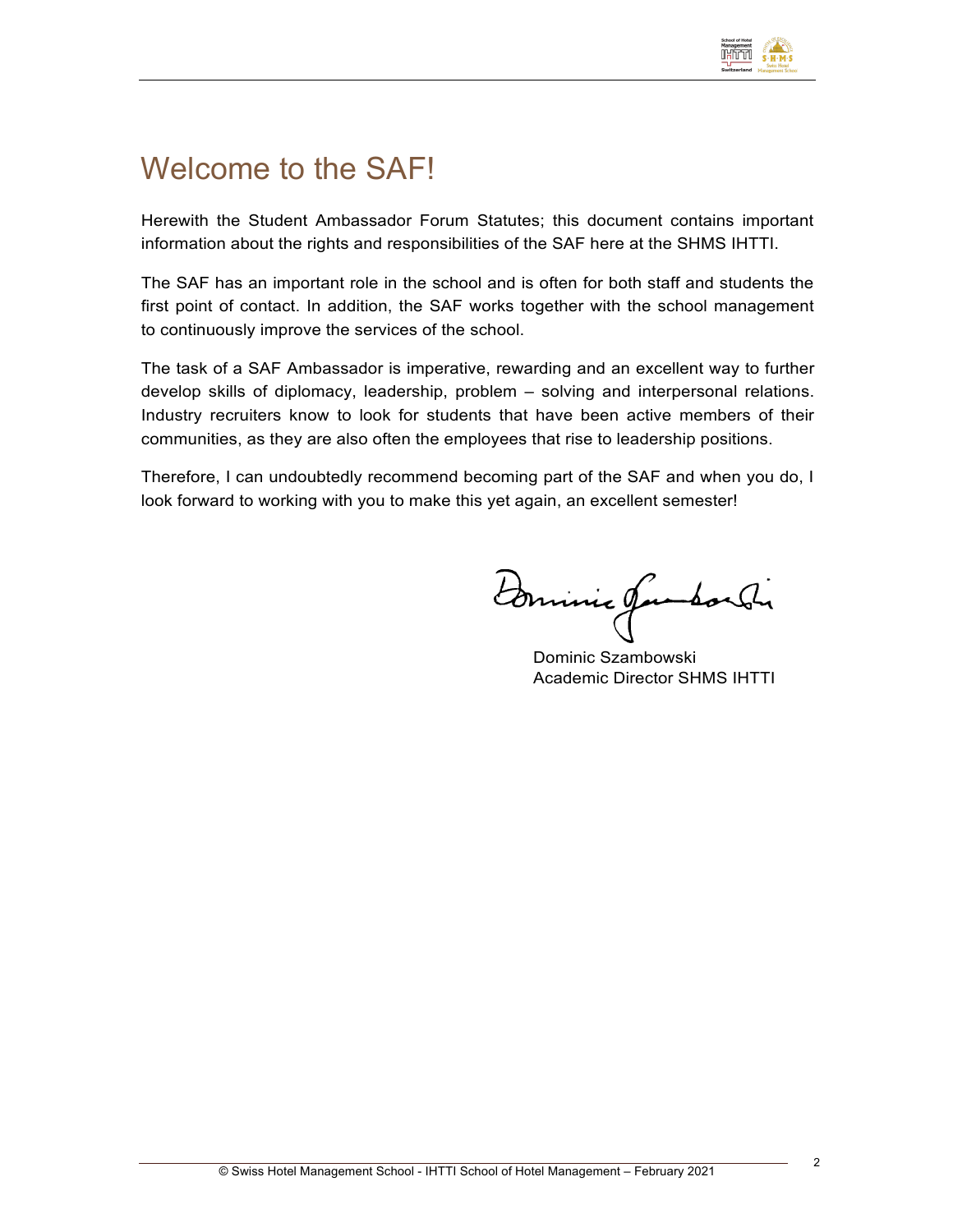# Welcome to the SAF!

Herewith the Student Ambassador Forum Statutes; this document contains important information about the rights and responsibilities of the SAF here at the SHMS IHTTI.

The SAF has an important role in the school and is often for both staff and students the first point of contact. In addition, the SAF works together with the school management to continuously improve the services of the school.

The task of a SAF Ambassador is imperative, rewarding and an excellent way to further develop skills of diplomacy, leadership, problem – solving and interpersonal relations. Industry recruiters know to look for students that have been active members of their communities, as they are also often the employees that rise to leadership positions.

Therefore, I can undoubtedly recommend becoming part of the SAF and when you do, I look forward to working with you to make this yet again, an excellent semester!

Dominic Szambowski
Academic Director SHMS IHTTI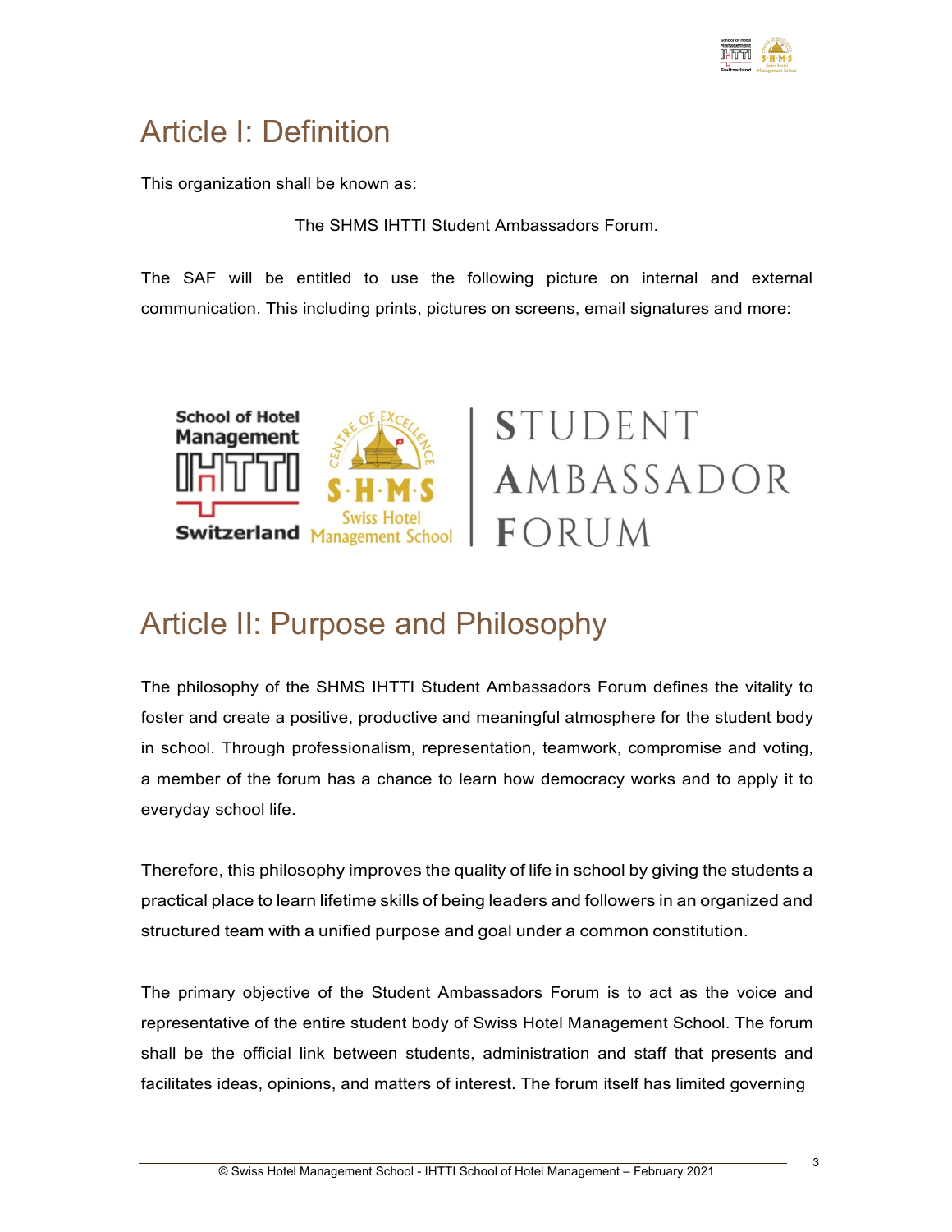# Article I: Definition

This organization shall be known as:

The SHMS IHTTI Student Ambassadors Forum.

The SAF will be entitled to use the following picture on internal and external communication. This including prints, pictures on screens, email signatures and more:

# Article II: Purpose and Philosophy

The philosophy of the SHMS IHTTI Student Ambassadors Forum defines the vitality to foster and create a positive, productive and meaningful atmosphere for the student body in school. Through professionalism, representation, teamwork, compromise and voting, a member of the forum has a chance to learn how democracy works and to apply it to everyday school life.

Therefore, this philosophy improves the quality of life in school by giving the students a practical place to learn lifetime skills of being leaders and followers in an organized and structured team with a unified purpose and goal under a common constitution.

The primary objective of the Student Ambassadors Forum is to act as the voice and representative of the entire student body of Swiss Hotel Management School. The forum shall be the official link between students, administration and staff that presents and facilitates ideas, opinions, and matters of interest. The forum itself has limited governing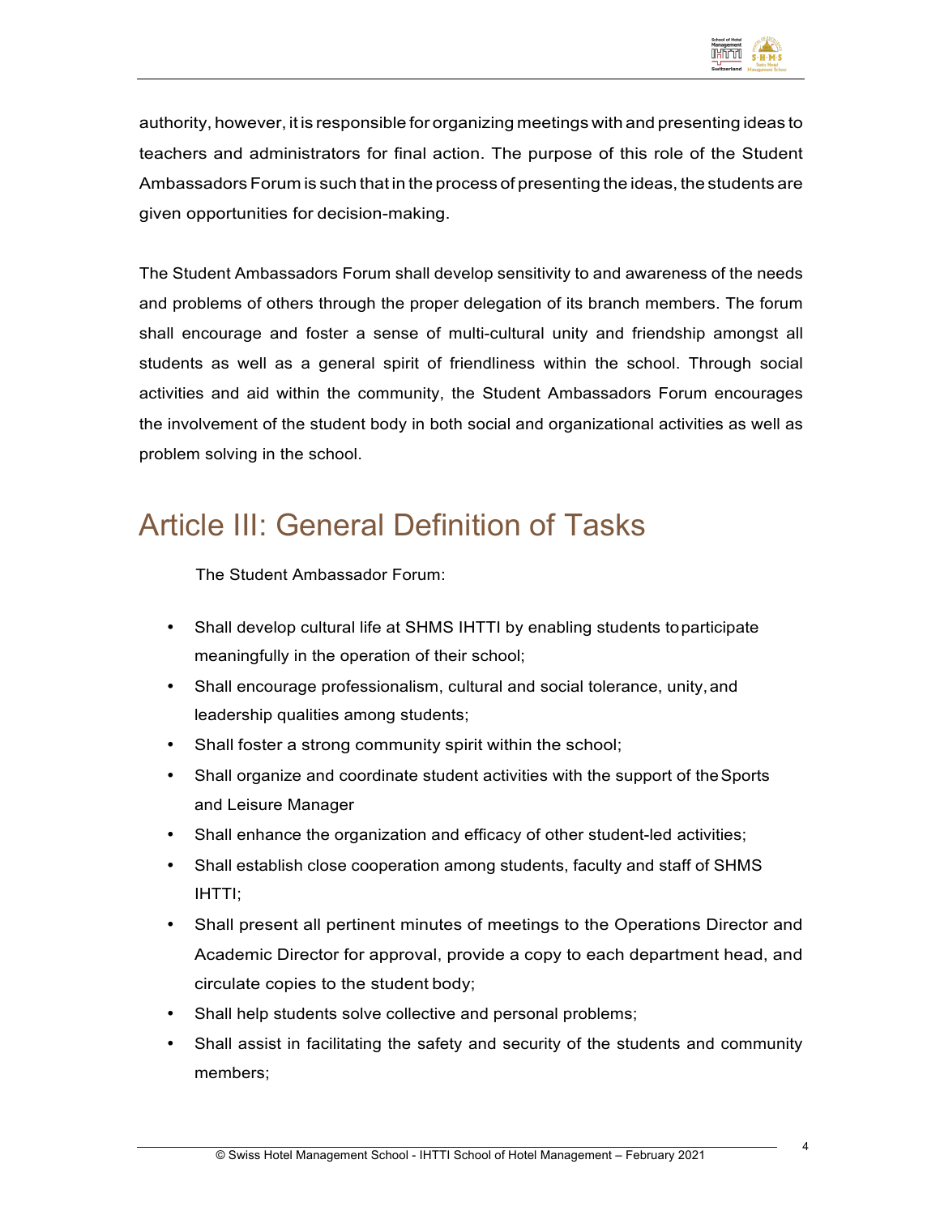authority, however, it is responsible for organizing meetings with and presenting ideas to teachers and administrators for final action. The purpose of this role of the Student Ambassadors Forum is such that in the process of presenting the ideas, the students are given opportunities for decision-making.

The Student Ambassadors Forum shall develop sensitivity to and awareness of the needs and problems of others through the proper delegation of its branch members. The forum shall encourage and foster a sense of multi-cultural unity and friendship amongst all students as well as a general spirit of friendliness within the school. Through social activities and aid within the community, the Student Ambassadors Forum encourages the involvement of the student body in both social and organizational activities as well as problem solving in the school.

# Article III: General Definition of Tasks

The Student Ambassador Forum:

- Shall develop cultural life at SHMS IHTTI by enabling students to participate meaningfully in the operation of their school;
- Shall encourage professionalism, cultural and social tolerance, unity, and leadership qualities among students;
- Shall foster a strong community spirit within the school;
- Shall organize and coordinate student activities with the support of the Sports and Leisure Manager
- Shall enhance the organization and efficacy of other student-led activities;
- Shall establish close cooperation among students, faculty and staff of SHMS IHTTI;
- Shall present all pertinent minutes of meetings to the Operations Director and Academic Director for approval, provide a copy to each department head, and circulate copies to the student body;
- Shall help students solve collective and personal problems;
- Shall assist in facilitating the safety and security of the students and community members;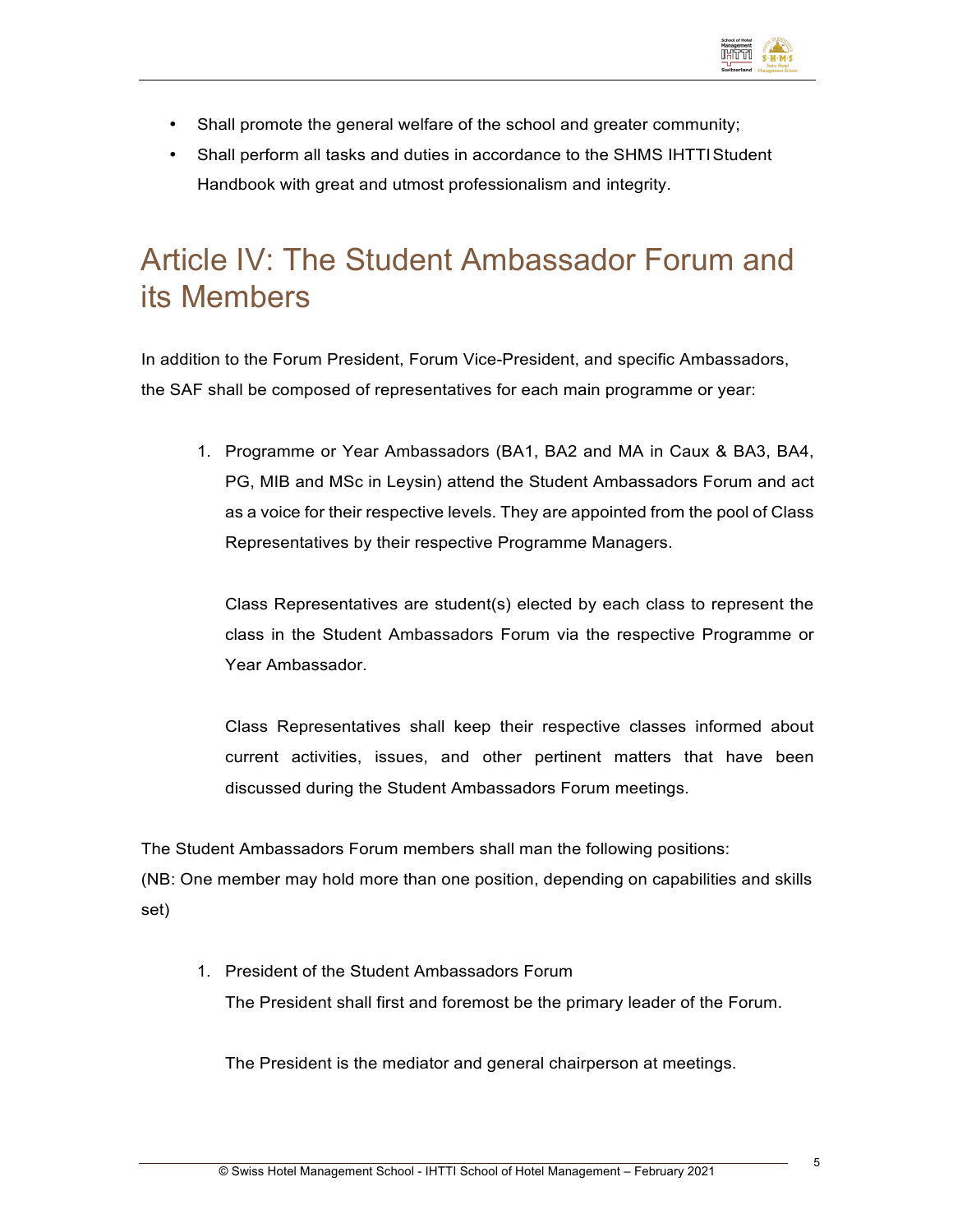- Shall promote the general welfare of the school and greater community;
- Shall perform all tasks and duties in accordance to the SHMS IHTTI Student Handbook with great and utmost professionalism and integrity.

# Article IV: The Student Ambassador Forum and its Members

In addition to the Forum President, Forum Vice-President, and specific Ambassadors, the SAF shall be composed of representatives for each main programme or year:

1. Programme or Year Ambassadors (BA1, BA2 and MA in Caux & BA3, BA4, PG, MIB and MSc in Leysin) attend the Student Ambassadors Forum and act as a voice for their respective levels. They are appointed from the pool of Class Representatives by their respective Programme Managers.

   Class Representatives are student(s) elected by each class to represent the class in the Student Ambassadors Forum via the respective Programme or Year Ambassador.

   Class Representatives shall keep their respective classes informed about current activities, issues, and other pertinent matters that have been discussed during the Student Ambassadors Forum meetings.

The Student Ambassadors Forum members shall man the following positions:
(NB: One member may hold more than one position, depending on capabilities and skills set)

1. President of the Student Ambassadors Forum
   The President shall first and foremost be the primary leader of the Forum.

   The President is the mediator and general chairperson at meetings.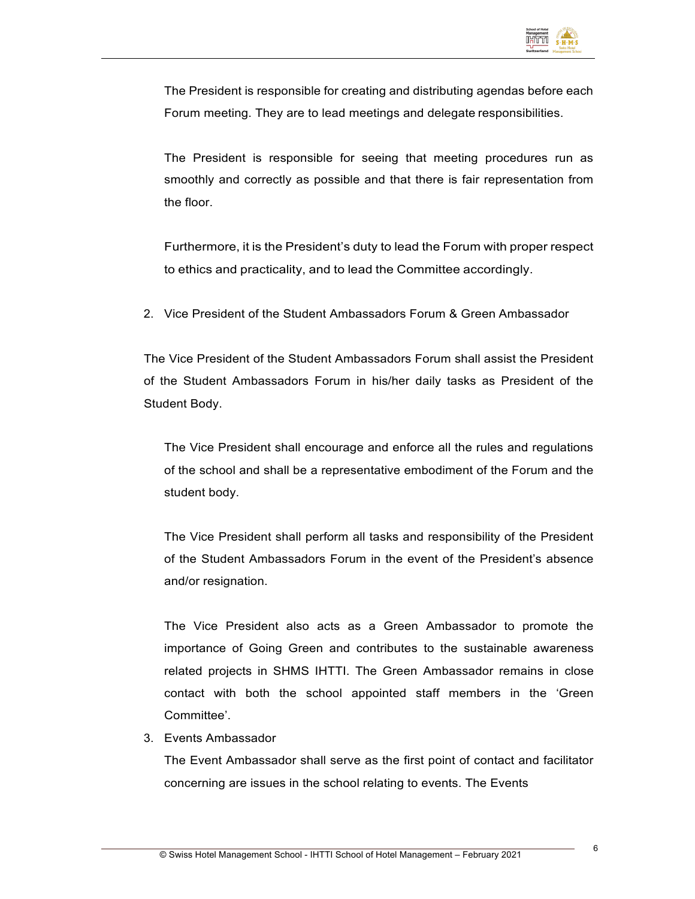The President is responsible for creating and distributing agendas before each Forum meeting. They are to lead meetings and delegate responsibilities.

The President is responsible for seeing that meeting procedures run as smoothly and correctly as possible and that there is fair representation from the floor.

Furthermore, it is the President's duty to lead the Forum with proper respect to ethics and practicality, and to lead the Committee accordingly.

2. Vice President of the Student Ambassadors Forum & Green Ambassador

The Vice President of the Student Ambassadors Forum shall assist the President of the Student Ambassadors Forum in his/her daily tasks as President of the Student Body.

The Vice President shall encourage and enforce all the rules and regulations of the school and shall be a representative embodiment of the Forum and the student body.

The Vice President shall perform all tasks and responsibility of the President of the Student Ambassadors Forum in the event of the President's absence and/or resignation.

The Vice President also acts as a Green Ambassador to promote the importance of Going Green and contributes to the sustainable awareness related projects in SHMS IHTTI. The Green Ambassador remains in close contact with both the school appointed staff members in the 'Green Committee'.

3. Events Ambassador

   The Event Ambassador shall serve as the first point of contact and facilitator concerning are issues in the school relating to events. The Events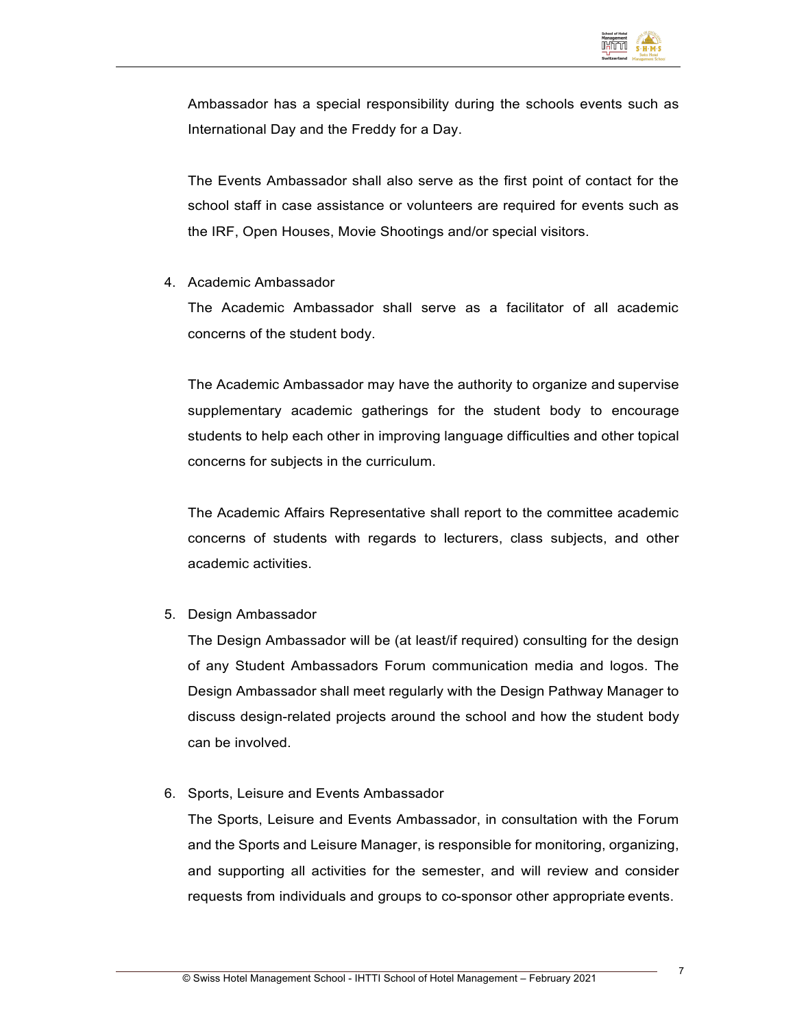Ambassador has a special responsibility during the schools events such as International Day and the Freddy for a Day.

The Events Ambassador shall also serve as the first point of contact for the school staff in case assistance or volunteers are required for events such as the IRF, Open Houses, Movie Shootings and/or special visitors.

4. Academic Ambassador

   The Academic Ambassador shall serve as a facilitator of all academic concerns of the student body.

   The Academic Ambassador may have the authority to organize and supervise supplementary academic gatherings for the student body to encourage students to help each other in improving language difficulties and other topical concerns for subjects in the curriculum.

   The Academic Affairs Representative shall report to the committee academic concerns of students with regards to lecturers, class subjects, and other academic activities.

5. Design Ambassador

   The Design Ambassador will be (at least/if required) consulting for the design of any Student Ambassadors Forum communication media and logos. The Design Ambassador shall meet regularly with the Design Pathway Manager to discuss design-related projects around the school and how the student body can be involved.

6. Sports, Leisure and Events Ambassador

   The Sports, Leisure and Events Ambassador, in consultation with the Forum and the Sports and Leisure Manager, is responsible for monitoring, organizing, and supporting all activities for the semester, and will review and consider requests from individuals and groups to co-sponsor other appropriate events.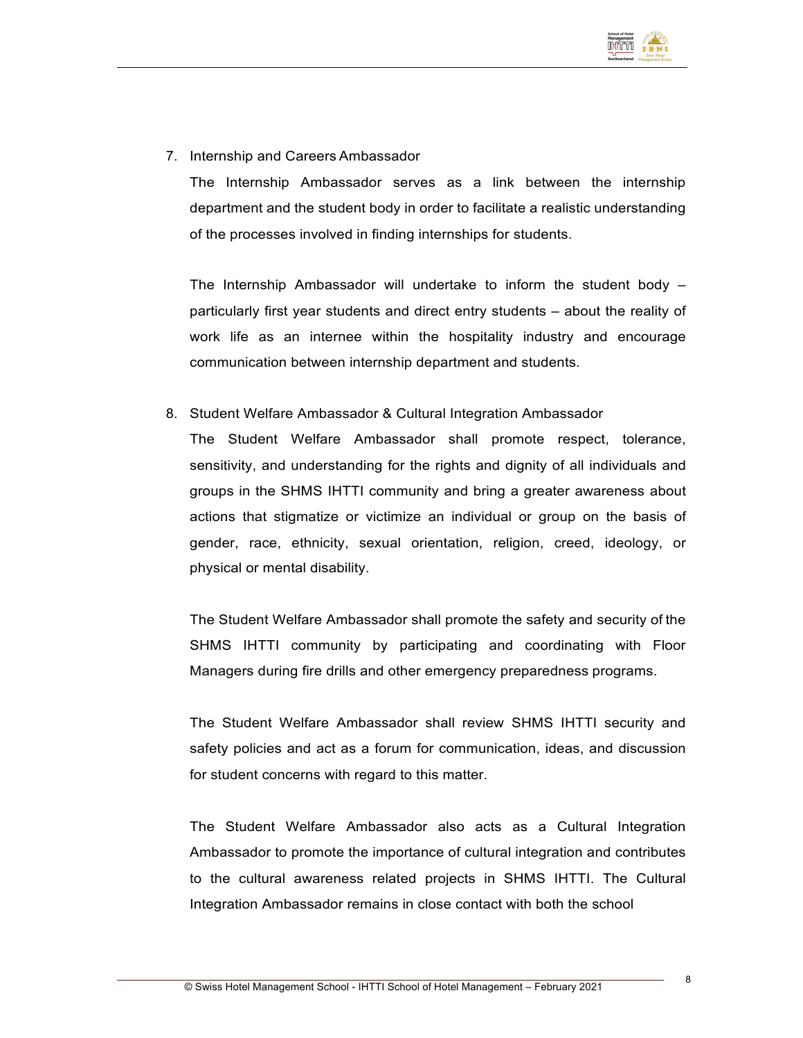7. Internship and Careers Ambassador

   The Internship Ambassador serves as a link between the internship department and the student body in order to facilitate a realistic understanding of the processes involved in finding internships for students.

   The Internship Ambassador will undertake to inform the student body – particularly first year students and direct entry students – about the reality of work life as an internee within the hospitality industry and encourage communication between internship department and students.

8. Student Welfare Ambassador & Cultural Integration Ambassador

   The Student Welfare Ambassador shall promote respect, tolerance, sensitivity, and understanding for the rights and dignity of all individuals and groups in the SHMS IHTTI community and bring a greater awareness about actions that stigmatize or victimize an individual or group on the basis of gender, race, ethnicity, sexual orientation, religion, creed, ideology, or physical or mental disability.

   The Student Welfare Ambassador shall promote the safety and security of the SHMS IHTTI community by participating and coordinating with Floor Managers during fire drills and other emergency preparedness programs.

   The Student Welfare Ambassador shall review SHMS IHTTI security and safety policies and act as a forum for communication, ideas, and discussion for student concerns with regard to this matter.

   The Student Welfare Ambassador also acts as a Cultural Integration Ambassador to promote the importance of cultural integration and contributes to the cultural awareness related projects in SHMS IHTTI. The Cultural Integration Ambassador remains in close contact with both the school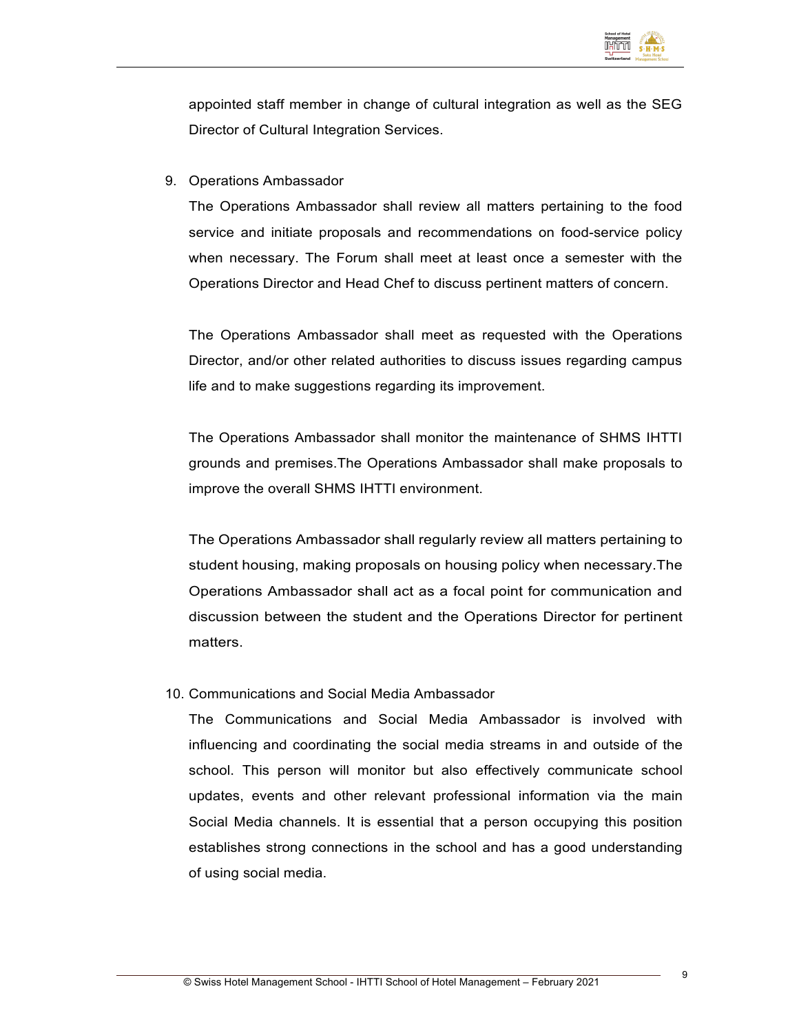appointed staff member in change of cultural integration as well as the SEG Director of Cultural Integration Services.

9. Operations Ambassador

   The Operations Ambassador shall review all matters pertaining to the food service and initiate proposals and recommendations on food-service policy when necessary. The Forum shall meet at least once a semester with the Operations Director and Head Chef to discuss pertinent matters of concern.

   The Operations Ambassador shall meet as requested with the Operations Director, and/or other related authorities to discuss issues regarding campus life and to make suggestions regarding its improvement.

   The Operations Ambassador shall monitor the maintenance of SHMS IHTTI grounds and premises.The Operations Ambassador shall make proposals to improve the overall SHMS IHTTI environment.

   The Operations Ambassador shall regularly review all matters pertaining to student housing, making proposals on housing policy when necessary.The Operations Ambassador shall act as a focal point for communication and discussion between the student and the Operations Director for pertinent matters.

10. Communications and Social Media Ambassador

    The Communications and Social Media Ambassador is involved with influencing and coordinating the social media streams in and outside of the school. This person will monitor but also effectively communicate school updates, events and other relevant professional information via the main Social Media channels. It is essential that a person occupying this position establishes strong connections in the school and has a good understanding of using social media.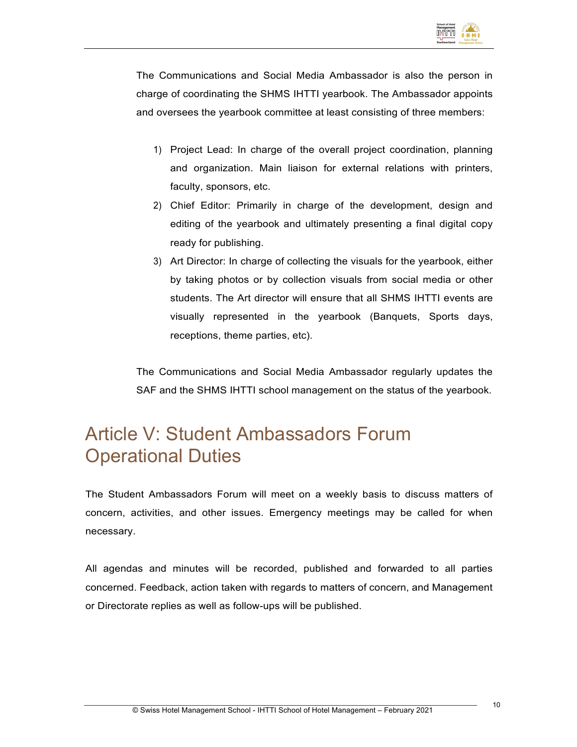The Communications and Social Media Ambassador is also the person in charge of coordinating the SHMS IHTTI yearbook. The Ambassador appoints and oversees the yearbook committee at least consisting of three members:

1) Project Lead: In charge of the overall project coordination, planning and organization. Main liaison for external relations with printers, faculty, sponsors, etc.
2) Chief Editor: Primarily in charge of the development, design and editing of the yearbook and ultimately presenting a final digital copy ready for publishing.
3) Art Director: In charge of collecting the visuals for the yearbook, either by taking photos or by collection visuals from social media or other students. The Art director will ensure that all SHMS IHTTI events are visually represented in the yearbook (Banquets, Sports days, receptions, theme parties, etc).

The Communications and Social Media Ambassador regularly updates the SAF and the SHMS IHTTI school management on the status of the yearbook.

# Article V: Student Ambassadors Forum Operational Duties

The Student Ambassadors Forum will meet on a weekly basis to discuss matters of concern, activities, and other issues. Emergency meetings may be called for when necessary.

All agendas and minutes will be recorded, published and forwarded to all parties concerned. Feedback, action taken with regards to matters of concern, and Management or Directorate replies as well as follow-ups will be published.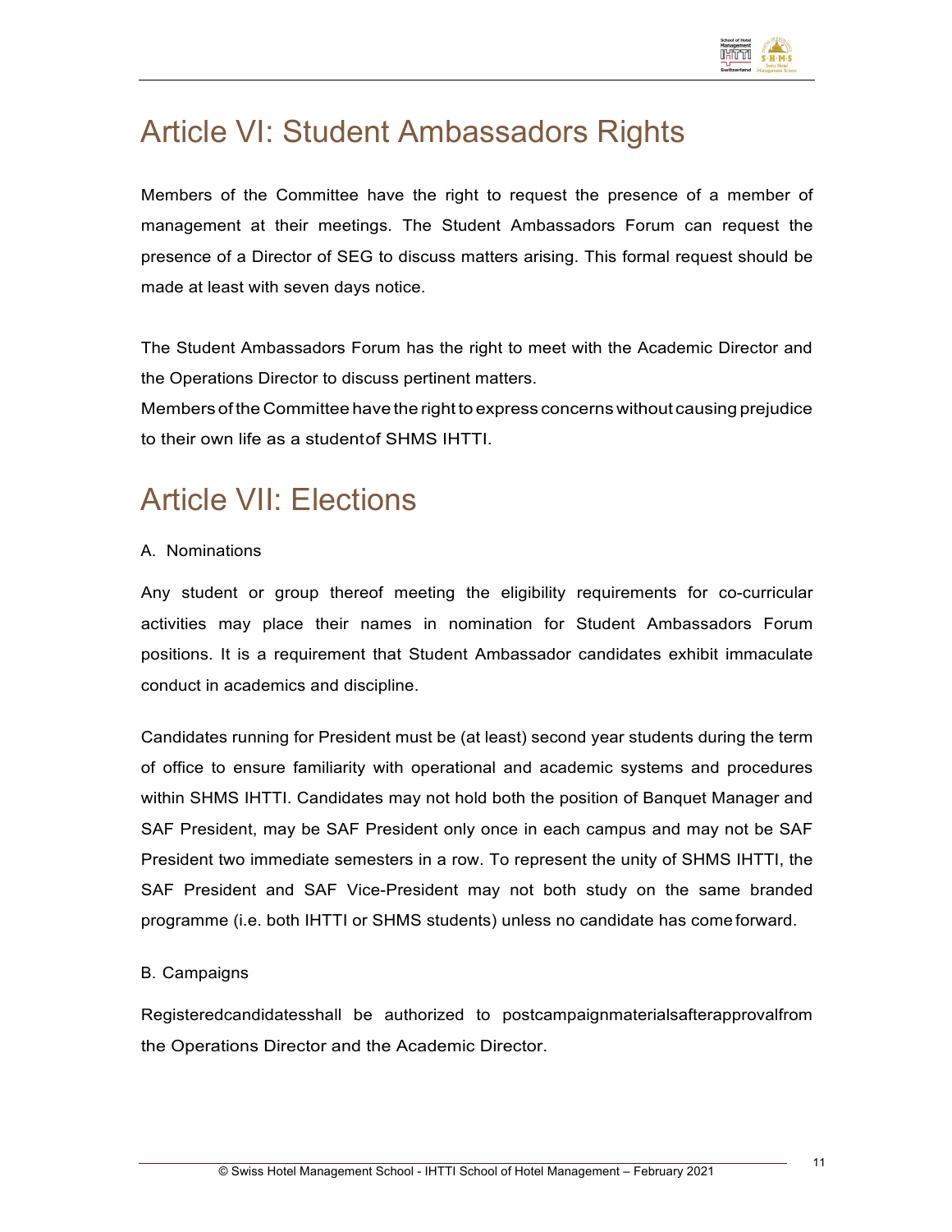# Article VI: Student Ambassadors Rights

Members of the Committee have the right to request the presence of a member of management at their meetings. The Student Ambassadors Forum can request the presence of a Director of SEG to discuss matters arising. This formal request should be made at least with seven days notice.

The Student Ambassadors Forum has the right to meet with the Academic Director and the Operations Director to discuss pertinent matters.
Members of the Committee have the right to express concerns without causing prejudice to their own life as a student of SHMS IHTTI.

# Article VII: Elections

A. Nominations

Any student or group thereof meeting the eligibility requirements for co-curricular activities may place their names in nomination for Student Ambassadors Forum positions. It is a requirement that Student Ambassador candidates exhibit immaculate conduct in academics and discipline.

Candidates running for President must be (at least) second year students during the term of office to ensure familiarity with operational and academic systems and procedures within SHMS IHTTI. Candidates may not hold both the position of Banquet Manager and SAF President, may be SAF President only once in each campus and may not be SAF President two immediate semesters in a row. To represent the unity of SHMS IHTTI, the SAF President and SAF Vice-President may not both study on the same branded programme (i.e. both IHTTI or SHMS students) unless no candidate has come forward.

B. Campaigns

Registered candidates shall be authorized to post campaign materials after approval from the Operations Director and the Academic Director.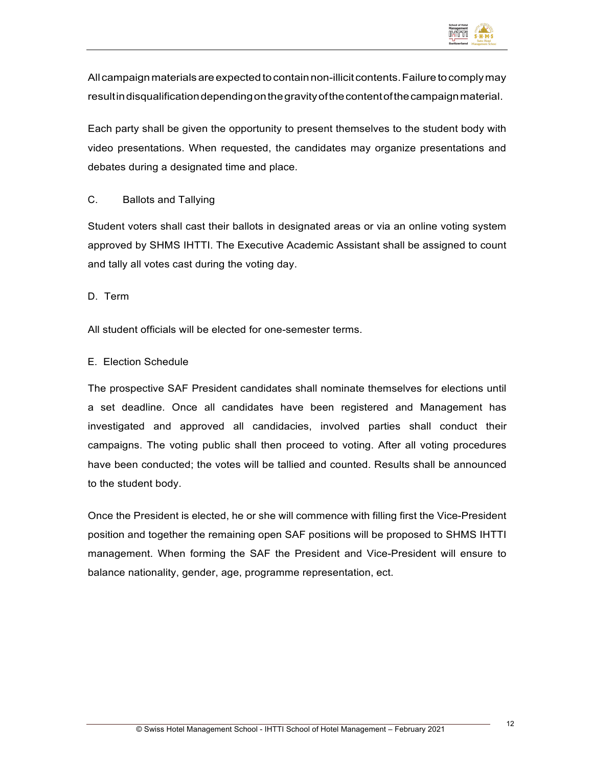All campaign materials are expected to contain non-illicit contents. Failure to comply may result in disqualification depending on the gravity of the content of the campaign material.

Each party shall be given the opportunity to present themselves to the student body with video presentations. When requested, the candidates may organize presentations and debates during a designated time and place.

C. Ballots and Tallying

Student voters shall cast their ballots in designated areas or via an online voting system approved by SHMS IHTTI. The Executive Academic Assistant shall be assigned to count and tally all votes cast during the voting day.

D. Term

All student officials will be elected for one-semester terms.

E. Election Schedule

The prospective SAF President candidates shall nominate themselves for elections until a set deadline. Once all candidates have been registered and Management has investigated and approved all candidacies, involved parties shall conduct their campaigns. The voting public shall then proceed to voting. After all voting procedures have been conducted; the votes will be tallied and counted. Results shall be announced to the student body.

Once the President is elected, he or she will commence with filling first the Vice-President position and together the remaining open SAF positions will be proposed to SHMS IHTTI management. When forming the SAF the President and Vice-President will ensure to balance nationality, gender, age, programme representation, ect.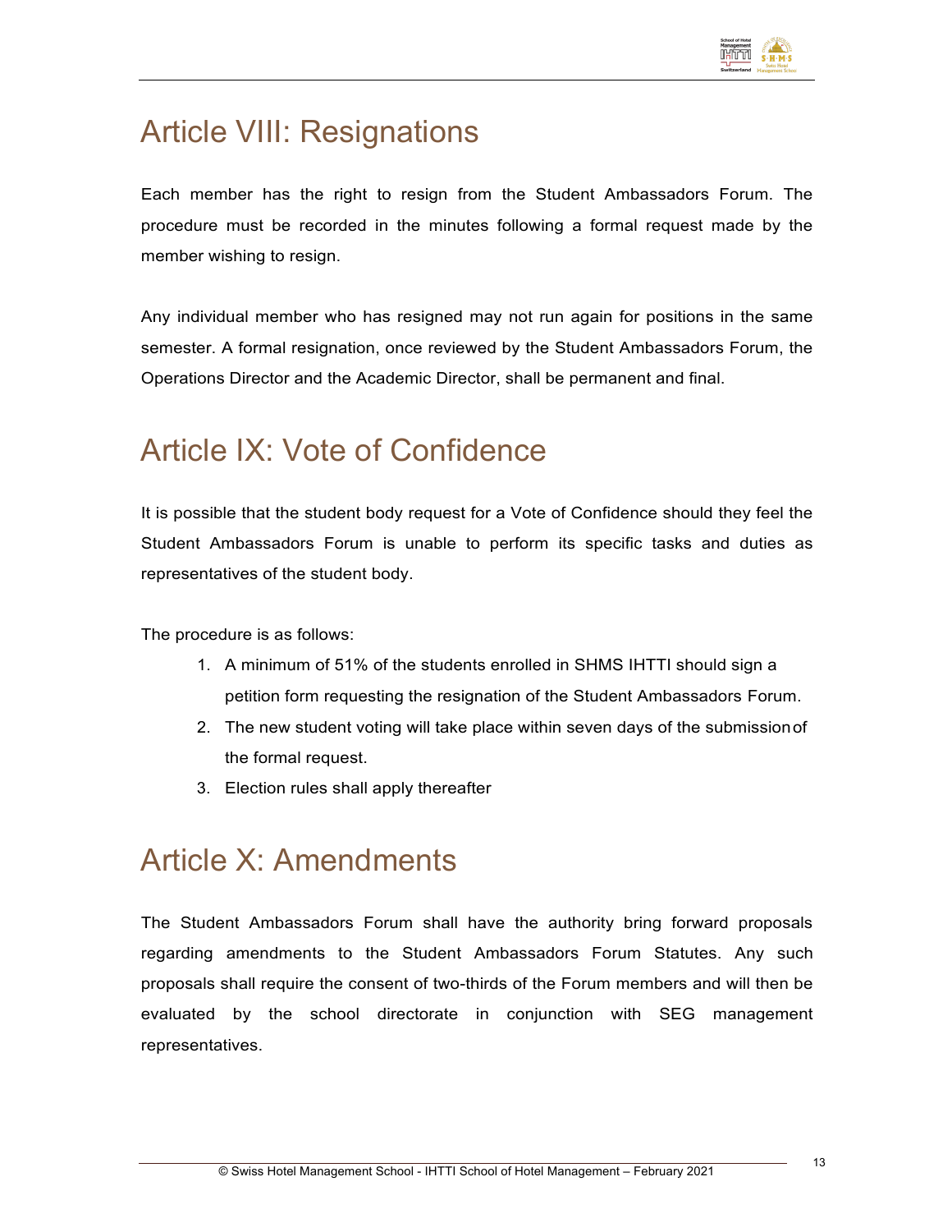# Article VIII: Resignations

Each member has the right to resign from the Student Ambassadors Forum. The procedure must be recorded in the minutes following a formal request made by the member wishing to resign.

Any individual member who has resigned may not run again for positions in the same semester. A formal resignation, once reviewed by the Student Ambassadors Forum, the Operations Director and the Academic Director, shall be permanent and final.

# Article IX: Vote of Confidence

It is possible that the student body request for a Vote of Confidence should they feel the Student Ambassadors Forum is unable to perform its specific tasks and duties as representatives of the student body.

The procedure is as follows:

1. A minimum of 51% of the students enrolled in SHMS IHTTI should sign a petition form requesting the resignation of the Student Ambassadors Forum.
2. The new student voting will take place within seven days of the submission of the formal request.
3. Election rules shall apply thereafter

# Article X: Amendments

The Student Ambassadors Forum shall have the authority bring forward proposals regarding amendments to the Student Ambassadors Forum Statutes. Any such proposals shall require the consent of two-thirds of the Forum members and will then be evaluated by the school directorate in conjunction with SEG management representatives.